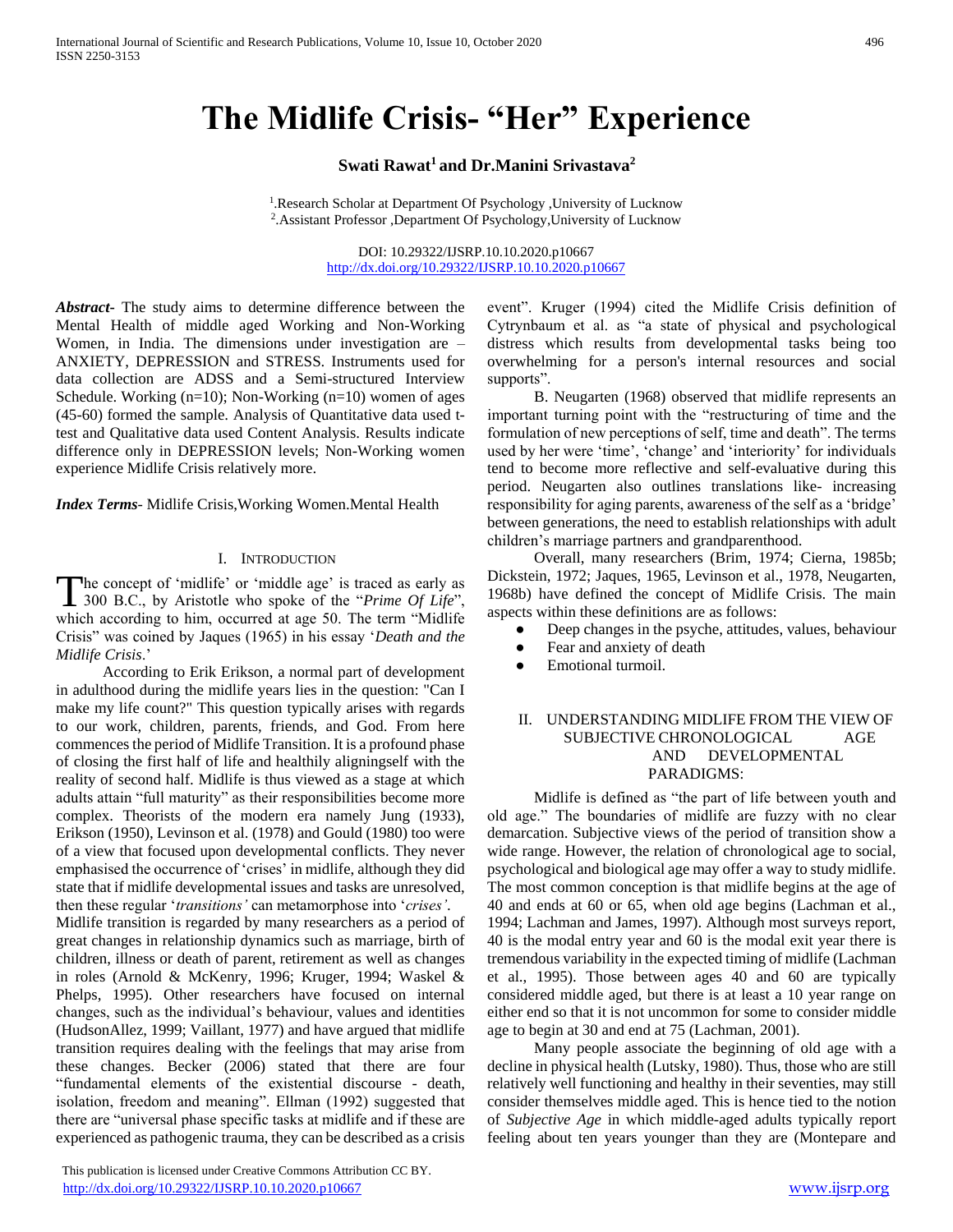# The Midlife Crisis- "Her" Experience

**Swati Rawat[1] and Dr.Manini Srivastava[2]**

[1].Research Scholar at Department Of Psychology ,University of Lucknow
[2].Assistant Professor ,Department Of Psychology,University of Lucknow

DOI: 10.29322/IJSRP.10.10.2020.p10667
http://dx.doi.org/10.29322/IJSRP.10.10.2020.p10667

***Abstract*****-** The study aims to determine difference between the Mental Health of middle aged Working and Non-Working Women, in India. The dimensions under investigation are – ANXIETY, DEPRESSION and STRESS. Instruments used for data collection are ADSS and a Semi-structured Interview Schedule. Working (n=10); Non-Working (n=10) women of ages (45-60) formed the sample. Analysis of Quantitative data used t-test and Qualitative data used Content Analysis. Results indicate difference only in DEPRESSION levels; Non-Working women experience Midlife Crisis relatively more.

***Index Terms*****-** Midlife Crisis,Working Women.Mental Health

## I. Introduction

The concept of 'midlife' or 'middle age' is traced as early as 300 B.C., by Aristotle who spoke of the "*Prime Of Life*", which according to him, occurred at age 50. The term "Midlife Crisis" was coined by Jaques (1965) in his essay '*Death and the Midlife Crisis*.'

According to Erik Erikson, a normal part of development in adulthood during the midlife years lies in the question: "Can I make my life count?" This question typically arises with regards to our work, children, parents, friends, and God. From here commences the period of Midlife Transition. It is a profound phase of closing the first half of life and healthily aligningself with the reality of second half. Midlife is thus viewed as a stage at which adults attain "full maturity" as their responsibilities become more complex. Theorists of the modern era namely Jung (1933), Erikson (1950), Levinson et al. (1978) and Gould (1980) too were of a view that focused upon developmental conflicts. They never emphasised the occurrence of 'crises' in midlife, although they did state that if midlife developmental issues and tasks are unresolved, then these regular '*transitions'* can metamorphose into '*crises'*.

Midlife transition is regarded by many researchers as a period of great changes in relationship dynamics such as marriage, birth of children, illness or death of parent, retirement as well as changes in roles (Arnold & McKenry, 1996; Kruger, 1994; Waskel & Phelps, 1995). Other researchers have focused on internal changes, such as the individual's behaviour, values and identities (HudsonAllez, 1999; Vaillant, 1977) and have argued that midlife transition requires dealing with the feelings that may arise from these changes. Becker (2006) stated that there are four "fundamental elements of the existential discourse - death, isolation, freedom and meaning". Ellman (1992) suggested that there are "universal phase specific tasks at midlife and if these are experienced as pathogenic trauma, they can be described as a crisis event". Kruger (1994) cited the Midlife Crisis definition of Cytrynbaum et al. as "a state of physical and psychological distress which results from developmental tasks being too overwhelming for a person's internal resources and social supports".

B. Neugarten (1968) observed that midlife represents an important turning point with the "restructuring of time and the formulation of new perceptions of self, time and death". The terms used by her were 'time', 'change' and 'interiority' for individuals tend to become more reflective and self-evaluative during this period. Neugarten also outlines translations like- increasing responsibility for aging parents, awareness of the self as a 'bridge' between generations, the need to establish relationships with adult children's marriage partners and grandparenthood.

Overall, many researchers (Brim, 1974; Cierna, 1985b; Dickstein, 1972; Jaques, 1965, Levinson et al., 1978, Neugarten, 1968b) have defined the concept of Midlife Crisis. The main aspects within these definitions are as follows:

- Deep changes in the psyche, attitudes, values, behaviour
- Fear and anxiety of death
- Emotional turmoil.

## II. Understanding Midlife from the View of Subjective Chronological Age and Developmental Paradigms:

Midlife is defined as "the part of life between youth and old age." The boundaries of midlife are fuzzy with no clear demarcation. Subjective views of the period of transition show a wide range. However, the relation of chronological age to social, psychological and biological age may offer a way to study midlife. The most common conception is that midlife begins at the age of 40 and ends at 60 or 65, when old age begins (Lachman et al., 1994; Lachman and James, 1997). Although most surveys report, 40 is the modal entry year and 60 is the modal exit year there is tremendous variability in the expected timing of midlife (Lachman et al., 1995). Those between ages 40 and 60 are typically considered middle aged, but there is at least a 10 year range on either end so that it is not uncommon for some to consider middle age to begin at 30 and end at 75 (Lachman, 2001).

Many people associate the beginning of old age with a decline in physical health (Lutsky, 1980). Thus, those who are still relatively well functioning and healthy in their seventies, may still consider themselves middle aged. This is hence tied to the notion of *Subjective Age* in which middle-aged adults typically report feeling about ten years younger than they are (Montepare and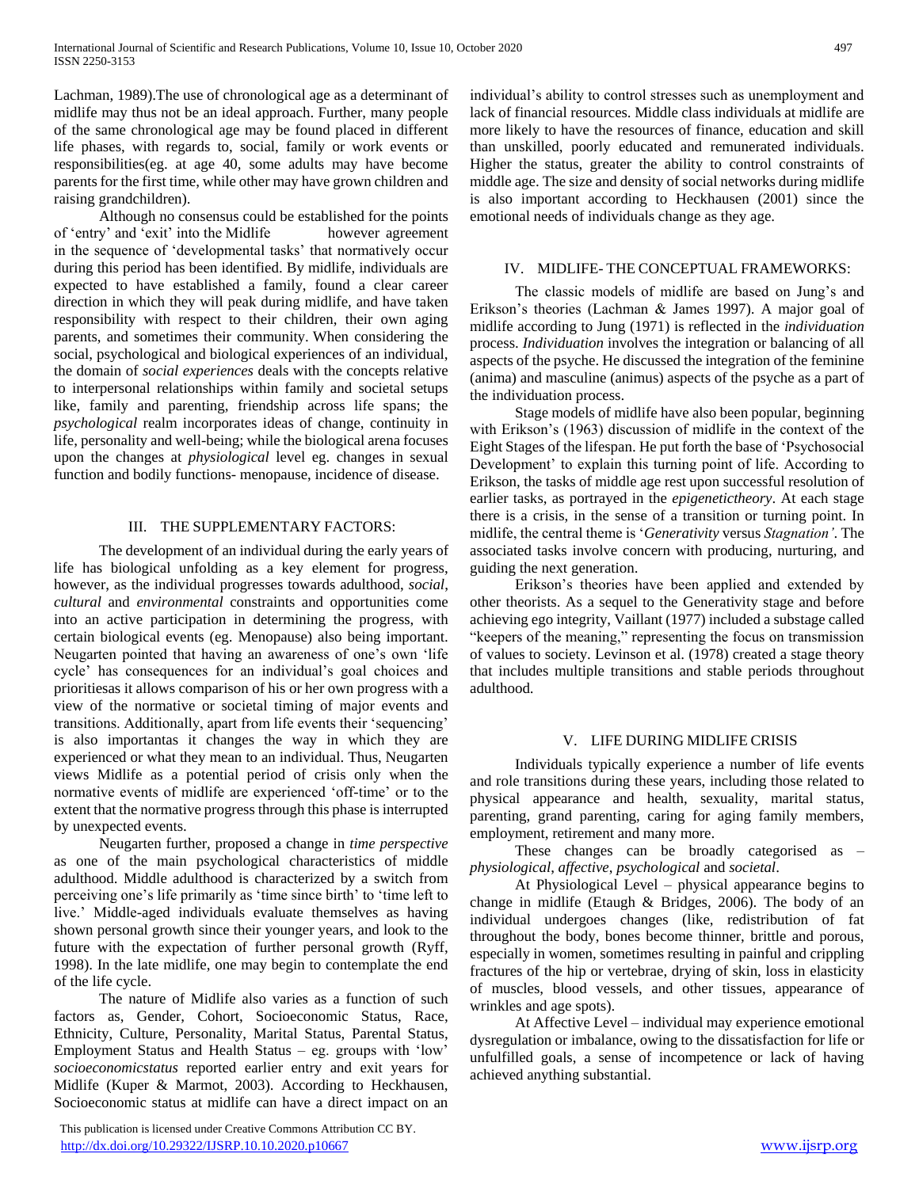Lachman, 1989).The use of chronological age as a determinant of midlife may thus not be an ideal approach. Further, many people of the same chronological age may be found placed in different life phases, with regards to, social, family or work events or responsibilities(eg. at age 40, some adults may have become parents for the first time, while other may have grown children and raising grandchildren).

Although no consensus could be established for the points of 'entry' and 'exit' into the Midlife however agreement in the sequence of 'developmental tasks' that normatively occur during this period has been identified. By midlife, individuals are expected to have established a family, found a clear career direction in which they will peak during midlife, and have taken responsibility with respect to their children, their own aging parents, and sometimes their community. When considering the social, psychological and biological experiences of an individual, the domain of *social experiences* deals with the concepts relative to interpersonal relationships within family and societal setups like, family and parenting, friendship across life spans; the *psychological* realm incorporates ideas of change, continuity in life, personality and well-being; while the biological arena focuses upon the changes at *physiological* level eg. changes in sexual function and bodily functions- menopause, incidence of disease.

## III. THE SUPPLEMENTARY FACTORS:

The development of an individual during the early years of life has biological unfolding as a key element for progress, however, as the individual progresses towards adulthood, *social*, *cultural* and *environmental* constraints and opportunities come into an active participation in determining the progress, with certain biological events (eg. Menopause) also being important. Neugarten pointed that having an awareness of one's own 'life cycle' has consequences for an individual's goal choices and prioritiesas it allows comparison of his or her own progress with a view of the normative or societal timing of major events and transitions. Additionally, apart from life events their 'sequencing' is also importantas it changes the way in which they are experienced or what they mean to an individual. Thus, Neugarten views Midlife as a potential period of crisis only when the normative events of midlife are experienced 'off-time' or to the extent that the normative progress through this phase is interrupted by unexpected events.

Neugarten further, proposed a change in *time perspective* as one of the main psychological characteristics of middle adulthood. Middle adulthood is characterized by a switch from perceiving one's life primarily as 'time since birth' to 'time left to live.' Middle-aged individuals evaluate themselves as having shown personal growth since their younger years, and look to the future with the expectation of further personal growth (Ryff, 1998). In the late midlife, one may begin to contemplate the end of the life cycle.

The nature of Midlife also varies as a function of such factors as, Gender, Cohort, Socioeconomic Status, Race, Ethnicity, Culture, Personality, Marital Status, Parental Status, Employment Status and Health Status – eg. groups with 'low' *socioeconomicstatus* reported earlier entry and exit years for Midlife (Kuper & Marmot, 2003). According to Heckhausen, Socioeconomic status at midlife can have a direct impact on an individual's ability to control stresses such as unemployment and lack of financial resources. Middle class individuals at midlife are more likely to have the resources of finance, education and skill than unskilled, poorly educated and remunerated individuals. Higher the status, greater the ability to control constraints of middle age. The size and density of social networks during midlife is also important according to Heckhausen (2001) since the emotional needs of individuals change as they age.

## IV. MIDLIFE- THE CONCEPTUAL FRAMEWORKS:

The classic models of midlife are based on Jung's and Erikson's theories (Lachman & James 1997). A major goal of midlife according to Jung (1971) is reflected in the *individuation* process. *Individuation* involves the integration or balancing of all aspects of the psyche. He discussed the integration of the feminine (anima) and masculine (animus) aspects of the psyche as a part of the individuation process.

Stage models of midlife have also been popular, beginning with Erikson's (1963) discussion of midlife in the context of the Eight Stages of the lifespan. He put forth the base of 'Psychosocial Development' to explain this turning point of life. According to Erikson, the tasks of middle age rest upon successful resolution of earlier tasks, as portrayed in the *epigenetictheory*. At each stage there is a crisis, in the sense of a transition or turning point. In midlife, the central theme is '*Generativity* versus *Stagnation'*. The associated tasks involve concern with producing, nurturing, and guiding the next generation.

Erikson's theories have been applied and extended by other theorists. As a sequel to the Generativity stage and before achieving ego integrity, Vaillant (1977) included a substage called "keepers of the meaning," representing the focus on transmission of values to society. Levinson et al. (1978) created a stage theory that includes multiple transitions and stable periods throughout adulthood.

## V. LIFE DURING MIDLIFE CRISIS

Individuals typically experience a number of life events and role transitions during these years, including those related to physical appearance and health, sexuality, marital status, parenting, grand parenting, caring for aging family members, employment, retirement and many more.

These changes can be broadly categorised as – *physiological*, *affective*, *psychological* and *societal*.

At Physiological Level – physical appearance begins to change in midlife (Etaugh & Bridges, 2006). The body of an individual undergoes changes (like, redistribution of fat throughout the body, bones become thinner, brittle and porous, especially in women, sometimes resulting in painful and crippling fractures of the hip or vertebrae, drying of skin, loss in elasticity of muscles, blood vessels, and other tissues, appearance of wrinkles and age spots).

At Affective Level – individual may experience emotional dysregulation or imbalance, owing to the dissatisfaction for life or unfulfilled goals, a sense of incompetence or lack of having achieved anything substantial.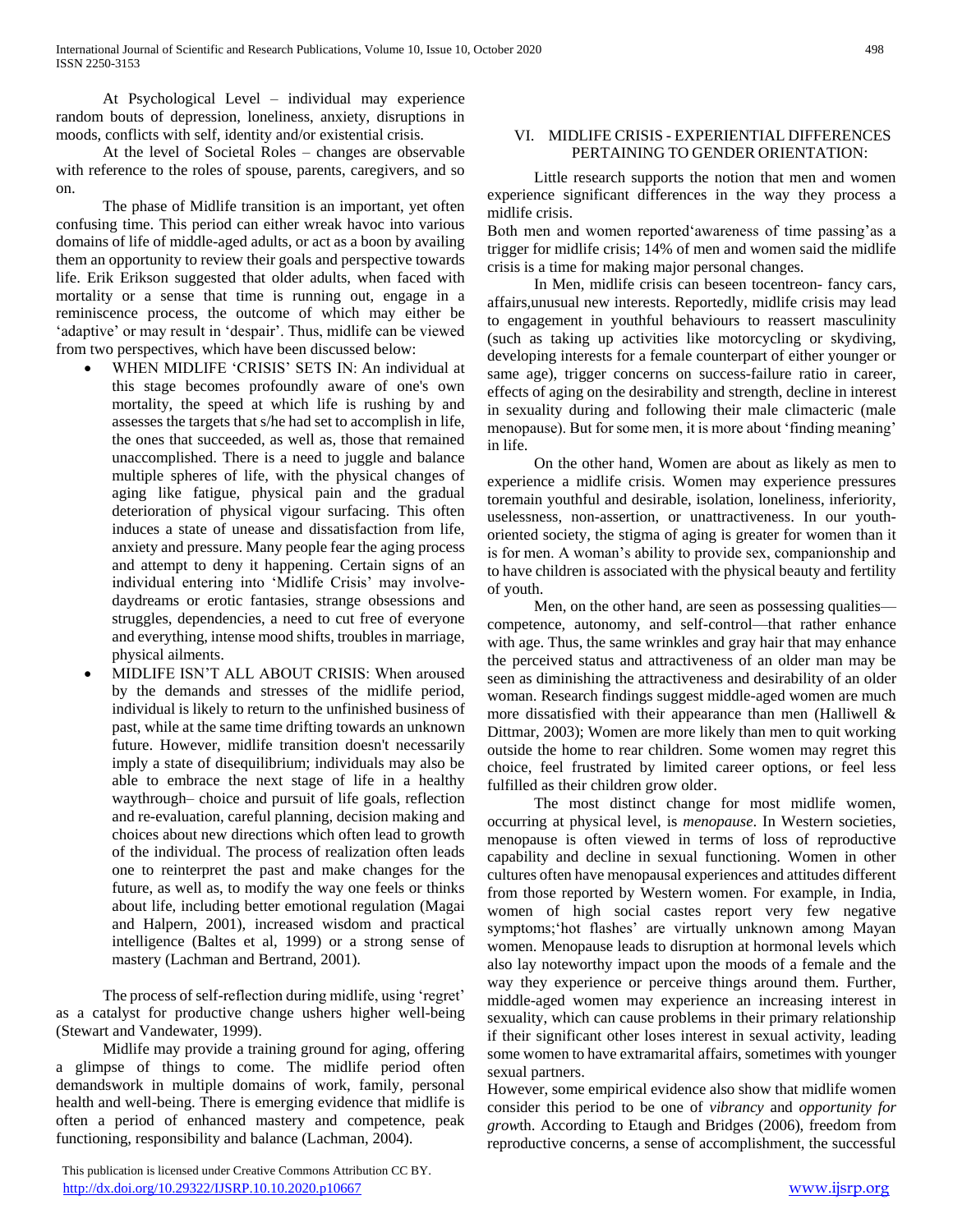At Psychological Level – individual may experience random bouts of depression, loneliness, anxiety, disruptions in moods, conflicts with self, identity and/or existential crisis.

At the level of Societal Roles – changes are observable with reference to the roles of spouse, parents, caregivers, and so on.

The phase of Midlife transition is an important, yet often confusing time. This period can either wreak havoc into various domains of life of middle-aged adults, or act as a boon by availing them an opportunity to review their goals and perspective towards life. Erik Erikson suggested that older adults, when faced with mortality or a sense that time is running out, engage in a reminiscence process, the outcome of which may either be 'adaptive' or may result in 'despair'. Thus, midlife can be viewed from two perspectives, which have been discussed below:

- WHEN MIDLIFE 'CRISIS' SETS IN: An individual at this stage becomes profoundly aware of one's own mortality, the speed at which life is rushing by and assesses the targets that s/he had set to accomplish in life, the ones that succeeded, as well as, those that remained unaccomplished. There is a need to juggle and balance multiple spheres of life, with the physical changes of aging like fatigue, physical pain and the gradual deterioration of physical vigour surfacing. This often induces a state of unease and dissatisfaction from life, anxiety and pressure. Many people fear the aging process and attempt to deny it happening. Certain signs of an individual entering into 'Midlife Crisis' may involve-daydreams or erotic fantasies, strange obsessions and struggles, dependencies, a need to cut free of everyone and everything, intense mood shifts, troubles in marriage, physical ailments.
- MIDLIFE ISN'T ALL ABOUT CRISIS: When aroused by the demands and stresses of the midlife period, individual is likely to return to the unfinished business of past, while at the same time drifting towards an unknown future. However, midlife transition doesn't necessarily imply a state of disequilibrium; individuals may also be able to embrace the next stage of life in a healthy waythrough– choice and pursuit of life goals, reflection and re-evaluation, careful planning, decision making and choices about new directions which often lead to growth of the individual. The process of realization often leads one to reinterpret the past and make changes for the future, as well as, to modify the way one feels or thinks about life, including better emotional regulation (Magai and Halpern, 2001), increased wisdom and practical intelligence (Baltes et al, 1999) or a strong sense of mastery (Lachman and Bertrand, 2001).

The process of self-reflection during midlife, using 'regret' as a catalyst for productive change ushers higher well-being (Stewart and Vandewater, 1999).

Midlife may provide a training ground for aging, offering a glimpse of things to come. The midlife period often demandswork in multiple domains of work, family, personal health and well-being. There is emerging evidence that midlife is often a period of enhanced mastery and competence, peak functioning, responsibility and balance (Lachman, 2004).

## VI. MIDLIFE CRISIS - EXPERIENTIAL DIFFERENCES PERTAINING TO GENDER ORIENTATION:

Little research supports the notion that men and women experience significant differences in the way they process a midlife crisis.

Both men and women reported'awareness of time passing'as a trigger for midlife crisis; 14% of men and women said the midlife crisis is a time for making major personal changes.

In Men, midlife crisis can beseen tocentreon- fancy cars, affairs,unusual new interests. Reportedly, midlife crisis may lead to engagement in youthful behaviours to reassert masculinity (such as taking up activities like motorcycling or skydiving, developing interests for a female counterpart of either younger or same age), trigger concerns on success-failure ratio in career, effects of aging on the desirability and strength, decline in interest in sexuality during and following their male climacteric (male menopause). But for some men, it is more about 'finding meaning' in life.

On the other hand, Women are about as likely as men to experience a midlife crisis. Women may experience pressures toremain youthful and desirable, isolation, loneliness, inferiority, uselessness, non-assertion, or unattractiveness. In our youth-oriented society, the stigma of aging is greater for women than it is for men. A woman's ability to provide sex, companionship and to have children is associated with the physical beauty and fertility of youth.

Men, on the other hand, are seen as possessing qualities—competence, autonomy, and self-control—that rather enhance with age. Thus, the same wrinkles and gray hair that may enhance the perceived status and attractiveness of an older man may be seen as diminishing the attractiveness and desirability of an older woman. Research findings suggest middle-aged women are much more dissatisfied with their appearance than men (Halliwell & Dittmar, 2003); Women are more likely than men to quit working outside the home to rear children. Some women may regret this choice, feel frustrated by limited career options, or feel less fulfilled as their children grow older.

The most distinct change for most midlife women, occurring at physical level, is *menopause*. In Western societies, menopause is often viewed in terms of loss of reproductive capability and decline in sexual functioning. Women in other cultures often have menopausal experiences and attitudes different from those reported by Western women. For example, in India, women of high social castes report very few negative symptoms;'hot flashes' are virtually unknown among Mayan women. Menopause leads to disruption at hormonal levels which also lay noteworthy impact upon the moods of a female and the way they experience or perceive things around them. Further, middle-aged women may experience an increasing interest in sexuality, which can cause problems in their primary relationship if their significant other loses interest in sexual activity, leading some women to have extramarital affairs, sometimes with younger sexual partners.

However, some empirical evidence also show that midlife women consider this period to be one of *vibrancy* and *opportunity for grow*th. According to Etaugh and Bridges (2006), freedom from reproductive concerns, a sense of accomplishment, the successful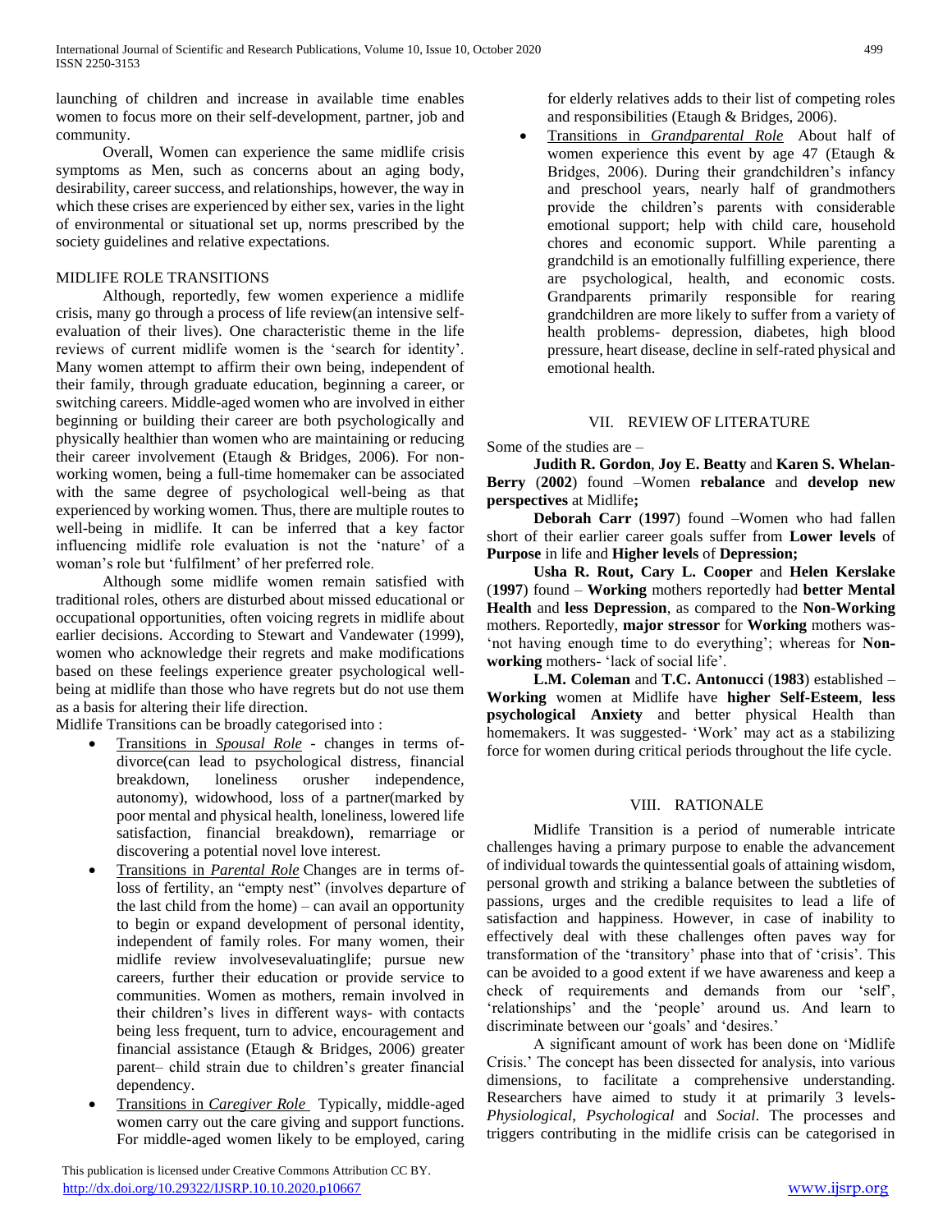launching of children and increase in available time enables women to focus more on their self-development, partner, job and community.

Overall, Women can experience the same midlife crisis symptoms as Men, such as concerns about an aging body, desirability, career success, and relationships, however, the way in which these crises are experienced by either sex, varies in the light of environmental or situational set up, norms prescribed by the society guidelines and relative expectations.

MIDLIFE ROLE TRANSITIONS

Although, reportedly, few women experience a midlife crisis, many go through a process of life review(an intensive self-evaluation of their lives). One characteristic theme in the life reviews of current midlife women is the 'search for identity'. Many women attempt to affirm their own being, independent of their family, through graduate education, beginning a career, or switching careers. Middle-aged women who are involved in either beginning or building their career are both psychologically and physically healthier than women who are maintaining or reducing their career involvement (Etaugh & Bridges, 2006). For non-working women, being a full-time homemaker can be associated with the same degree of psychological well-being as that experienced by working women. Thus, there are multiple routes to well-being in midlife. It can be inferred that a key factor influencing midlife role evaluation is not the 'nature' of a woman's role but 'fulfilment' of her preferred role.

Although some midlife women remain satisfied with traditional roles, others are disturbed about missed educational or occupational opportunities, often voicing regrets in midlife about earlier decisions. According to Stewart and Vandewater (1999), women who acknowledge their regrets and make modifications based on these feelings experience greater psychological well-being at midlife than those who have regrets but do not use them as a basis for altering their life direction.

Midlife Transitions can be broadly categorised into :

- Transitions in *Spousal Role* - changes in terms of- divorce(can lead to psychological distress, financial breakdown, loneliness orusher independence, autonomy), widowhood, loss of a partner(marked by poor mental and physical health, loneliness, lowered life satisfaction, financial breakdown), remarriage or discovering a potential novel love interest.
- Transitions in *Parental Role* Changes are in terms of- loss of fertility, an "empty nest" (involves departure of the last child from the home) – can avail an opportunity to begin or expand development of personal identity, independent of family roles. For many women, their midlife review involvesevaluatinglife; pursue new careers, further their education or provide service to communities. Women as mothers, remain involved in their children's lives in different ways- with contacts being less frequent, turn to advice, encouragement and financial assistance (Etaugh & Bridges, 2006) greater parent– child strain due to children's greater financial dependency.
- Transitions in *Caregiver Role* Typically, middle-aged women carry out the care giving and support functions. For middle-aged women likely to be employed, caring for elderly relatives adds to their list of competing roles and responsibilities (Etaugh & Bridges, 2006).
- Transitions in *Grandparental Role* About half of women experience this event by age 47 (Etaugh & Bridges, 2006). During their grandchildren's infancy and preschool years, nearly half of grandmothers provide the children's parents with considerable emotional support; help with child care, household chores and economic support. While parenting a grandchild is an emotionally fulfilling experience, there are psychological, health, and economic costs. Grandparents primarily responsible for rearing grandchildren are more likely to suffer from a variety of health problems- depression, diabetes, high blood pressure, heart disease, decline in self-rated physical and emotional health.

## VII. REVIEW OF LITERATURE

Some of the studies are –

**Judith R. Gordon**, **Joy E. Beatty** and **Karen S. Whelan-Berry** (**2002**) found –Women **rebalance** and **develop new perspectives** at Midlife**;**

**Deborah Carr** (**1997**) found –Women who had fallen short of their earlier career goals suffer from **Lower levels** of **Purpose** in life and **Higher levels** of **Depression;**

**Usha R. Rout, Cary L. Cooper** and **Helen Kerslake** (**1997**) found – **Working** mothers reportedly had **better Mental Health** and **less Depression**, as compared to the **Non-Working** mothers. Reportedly, **major stressor** for **Working** mothers was- 'not having enough time to do everything'; whereas for **Non-working** mothers- 'lack of social life'.

**L.M. Coleman** and **T.C. Antonucci** (**1983**) established – **Working** women at Midlife have **higher Self-Esteem**, **less psychological Anxiety** and better physical Health than homemakers. It was suggested- 'Work' may act as a stabilizing force for women during critical periods throughout the life cycle.

## VIII. RATIONALE

Midlife Transition is a period of numerable intricate challenges having a primary purpose to enable the advancement of individual towards the quintessential goals of attaining wisdom, personal growth and striking a balance between the subtleties of passions, urges and the credible requisites to lead a life of satisfaction and happiness. However, in case of inability to effectively deal with these challenges often paves way for transformation of the 'transitory' phase into that of 'crisis'. This can be avoided to a good extent if we have awareness and keep a check of requirements and demands from our 'self', 'relationships' and the 'people' around us. And learn to discriminate between our 'goals' and 'desires.'

A significant amount of work has been done on 'Midlife Crisis.' The concept has been dissected for analysis, into various dimensions, to facilitate a comprehensive understanding. Researchers have aimed to study it at primarily 3 levels- *Physiological, Psychological* and *Social*. The processes and triggers contributing in the midlife crisis can be categorised in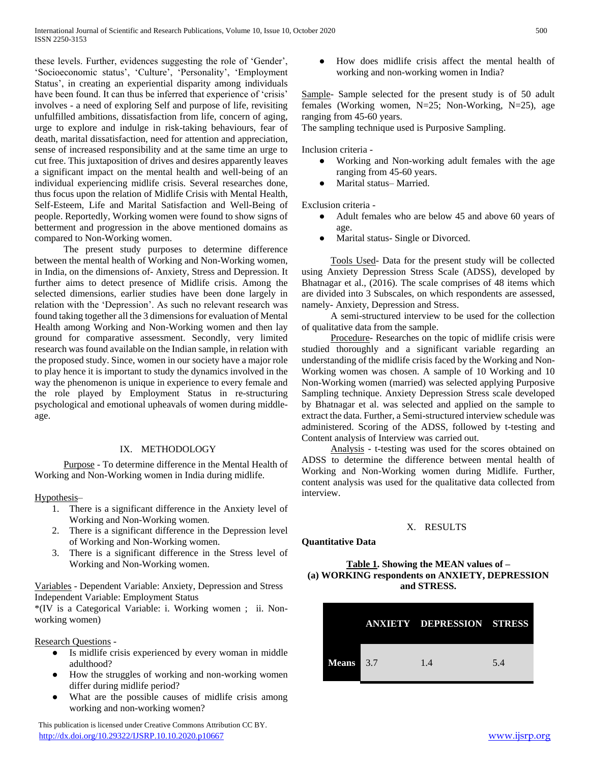these levels. Further, evidences suggesting the role of 'Gender', 'Socioeconomic status', 'Culture', 'Personality', 'Employment Status', in creating an experiential disparity among individuals have been found. It can thus be inferred that experience of 'crisis' involves - a need of exploring Self and purpose of life, revisiting unfulfilled ambitions, dissatisfaction from life, concern of aging, urge to explore and indulge in risk-taking behaviours, fear of death, marital dissatisfaction, need for attention and appreciation, sense of increased responsibility and at the same time an urge to cut free. This juxtaposition of drives and desires apparently leaves a significant impact on the mental health and well-being of an individual experiencing midlife crisis. Several researches done, thus focus upon the relation of Midlife Crisis with Mental Health, Self-Esteem, Life and Marital Satisfaction and Well-Being of people. Reportedly, Working women were found to show signs of betterment and progression in the above mentioned domains as compared to Non-Working women.

The present study purposes to determine difference between the mental health of Working and Non-Working women, in India, on the dimensions of- Anxiety, Stress and Depression. It further aims to detect presence of Midlife crisis. Among the selected dimensions, earlier studies have been done largely in relation with the 'Depression'. As such no relevant research was found taking together all the 3 dimensions for evaluation of Mental Health among Working and Non-Working women and then lay ground for comparative assessment. Secondly, very limited research was found available on the Indian sample, in relation with the proposed study. Since, women in our society have a major role to play hence it is important to study the dynamics involved in the way the phenomenon is unique in experience to every female and the role played by Employment Status in re-structuring psychological and emotional upheavals of women during middle-age.

## IX. METHODOLOGY

Purpose - To determine difference in the Mental Health of Working and Non-Working women in India during midlife.

Hypothesis–

1. There is a significant difference in the Anxiety level of Working and Non-Working women.
2. There is a significant difference in the Depression level of Working and Non-Working women.
3. There is a significant difference in the Stress level of Working and Non-Working women.

Variables - Dependent Variable: Anxiety, Depression and Stress
Independent Variable: Employment Status
*(IV is a Categorical Variable: i. Working women ; ii. Non-working women)

Research Questions -

- Is midlife crisis experienced by every woman in middle adulthood?
- How the struggles of working and non-working women differ during midlife period?
- What are the possible causes of midlife crisis among working and non-working women?
- How does midlife crisis affect the mental health of working and non-working women in India?

Sample- Sample selected for the present study is of 50 adult females (Working women, N=25; Non-Working, N=25), age ranging from 45-60 years.
The sampling technique used is Purposive Sampling.

Inclusion criteria -

- Working and Non-working adult females with the age ranging from 45-60 years.
- Marital status– Married.

Exclusion criteria -

- Adult females who are below 45 and above 60 years of age.
- Marital status- Single or Divorced.

Tools Used- Data for the present study will be collected using Anxiety Depression Stress Scale (ADSS), developed by Bhatnagar et al., (2016). The scale comprises of 48 items which are divided into 3 Subscales, on which respondents are assessed, namely- Anxiety, Depression and Stress.

A semi-structured interview to be used for the collection of qualitative data from the sample.

Procedure- Researches on the topic of midlife crisis were studied thoroughly and a significant variable regarding an understanding of the midlife crisis faced by the Working and Non-Working women was chosen. A sample of 10 Working and 10 Non-Working women (married) was selected applying Purposive Sampling technique. Anxiety Depression Stress scale developed by Bhatnagar et al. was selected and applied on the sample to extract the data. Further, a Semi-structured interview schedule was administered. Scoring of the ADSS, followed by t-testing and Content analysis of Interview was carried out.

Analysis - t-testing was used for the scores obtained on ADSS to determine the difference between mental health of Working and Non-Working women during Midlife. Further, content analysis was used for the qualitative data collected from interview.

## X. RESULTS

**Quantitative Data**

**Table 1. Showing the MEAN values of – (a) WORKING respondents on ANXIETY, DEPRESSION and STRESS.**

| | ANXIETY | DEPRESSION | STRESS |
|---|---|---|---|
| **Means** | 3.7 | 1.4 | 5.4 |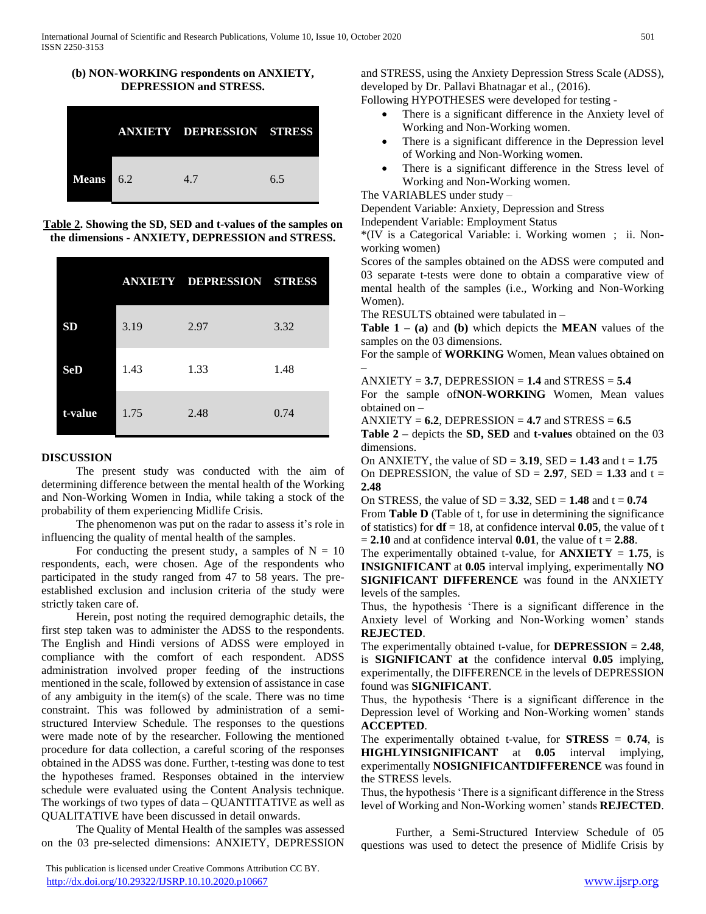**(b) NON-WORKING respondents on ANXIETY, DEPRESSION and STRESS.**

| | ANXIETY | DEPRESSION | STRESS |
|---|---|---|---|
| **Means** | 6.2 | 4.7 | 6.5 |

**Table 2. Showing the SD, SED and t-values of the samples on the dimensions - ANXIETY, DEPRESSION and STRESS.**

| | ANXIETY | DEPRESSION | STRESS |
|---|---|---|---|
| **SD** | 3.19 | 2.97 | 3.32 |
| **SeD** | 1.43 | 1.33 | 1.48 |
| **t-value** | 1.75 | 2.48 | 0.74 |

## DISCUSSION

The present study was conducted with the aim of determining difference between the mental health of the Working and Non-Working Women in India, while taking a stock of the probability of them experiencing Midlife Crisis.

The phenomenon was put on the radar to assess it's role in influencing the quality of mental health of the samples.

For conducting the present study, a samples of N = 10 respondents, each, were chosen. Age of the respondents who participated in the study ranged from 47 to 58 years. The pre-established exclusion and inclusion criteria of the study were strictly taken care of.

Herein, post noting the required demographic details, the first step taken was to administer the ADSS to the respondents. The English and Hindi versions of ADSS were employed in compliance with the comfort of each respondent. ADSS administration involved proper feeding of the instructions mentioned in the scale, followed by extension of assistance in case of any ambiguity in the item(s) of the scale. There was no time constraint. This was followed by administration of a semi-structured Interview Schedule. The responses to the questions were made note of by the researcher. Following the mentioned procedure for data collection, a careful scoring of the responses obtained in the ADSS was done. Further, t-testing was done to test the hypotheses framed. Responses obtained in the interview schedule were evaluated using the Content Analysis technique. The workings of two types of data – QUANTITATIVE as well as QUALITATIVE have been discussed in detail onwards.

The Quality of Mental Health of the samples was assessed on the 03 pre-selected dimensions: ANXIETY, DEPRESSION and STRESS, using the Anxiety Depression Stress Scale (ADSS), developed by Dr. Pallavi Bhatnagar et al., (2016).

Following HYPOTHESES were developed for testing -

- There is a significant difference in the Anxiety level of Working and Non-Working women.
- There is a significant difference in the Depression level of Working and Non-Working women.
- There is a significant difference in the Stress level of Working and Non-Working women.

The VARIABLES under study –

Dependent Variable: Anxiety, Depression and Stress

Independent Variable: Employment Status

*(IV is a Categorical Variable: i. Working women ; ii. Non-working women)

Scores of the samples obtained on the ADSS were computed and 03 separate t-tests were done to obtain a comparative view of mental health of the samples (i.e., Working and Non-Working Women).

The RESULTS obtained were tabulated in –

**Table 1 – (a)** and **(b)** which depicts the **MEAN** values of the samples on the 03 dimensions.

For the sample of **WORKING** Women, Mean values obtained on –

ANXIETY = **3.7**, DEPRESSION = **1.4** and STRESS = **5.4**

For the sample of**NON-WORKING** Women, Mean values obtained on –

ANXIETY = **6.2**, DEPRESSION = **4.7** and STRESS = **6.5**

**Table 2 –** depicts the **SD, SED** and **t-values** obtained on the 03 dimensions.

On ANXIETY, the value of SD = **3.19**, SED = **1.43** and t = **1.75**

On DEPRESSION, the value of SD = **2.97**, SED = **1.33** and t = **2.48**

On STRESS, the value of SD = **3.32**, SED = **1.48** and t = **0.74**

From **Table D** (Table of t, for use in determining the significance of statistics) for **df** = 18, at confidence interval **0.05**, the value of t = **2.10** and at confidence interval **0.01**, the value of t = **2.88**.

The experimentally obtained t-value, for **ANXIETY** = **1.75**, is **INSIGNIFICANT** at **0.05** interval implying, experimentally **NO SIGNIFICANT DIFFERENCE** was found in the ANXIETY levels of the samples.

Thus, the hypothesis 'There is a significant difference in the Anxiety level of Working and Non-Working women' stands **REJECTED**.

The experimentally obtained t-value, for **DEPRESSION** = **2.48**, is **SIGNIFICANT at** the confidence interval **0.05** implying, experimentally, the DIFFERENCE in the levels of DEPRESSION found was **SIGNIFICANT**.

Thus, the hypothesis 'There is a significant difference in the Depression level of Working and Non-Working women' stands **ACCEPTED**.

The experimentally obtained t-value, for **STRESS** = **0.74**, is **HIGHLYINSIGNIFICANT** at **0.05** interval implying, experimentally **NOSIGNIFICANTDIFFERENCE** was found in the STRESS levels.

Thus, the hypothesis 'There is a significant difference in the Stress level of Working and Non-Working women' stands **REJECTED**.

Further, a Semi-Structured Interview Schedule of 05 questions was used to detect the presence of Midlife Crisis by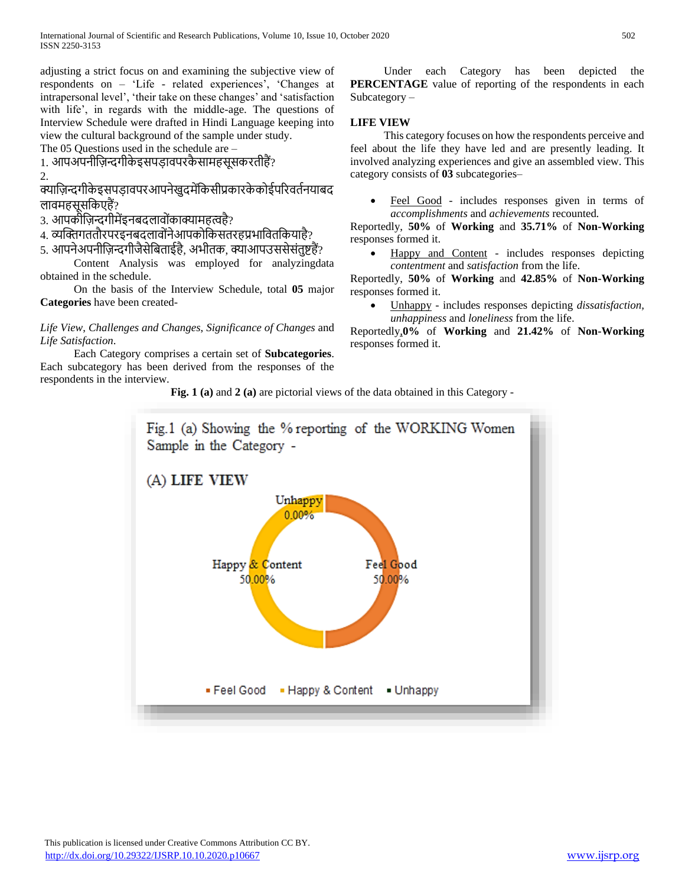adjusting a strict focus on and examining the subjective view of respondents on – 'Life - related experiences', 'Changes at intrapersonal level', 'their take on these changes' and 'satisfaction with life', in regards with the middle-age. The questions of Interview Schedule were drafted in Hindi Language keeping into view the cultural background of the sample under study.

The 05 Questions used in the schedule are –

1. आपअपनीज़िन्दगीकेइसपड़ावपरकैसामहसूसकरतीहैं?
2. क्याज़िन्दगीकेइसपड़ावपरआपनेखुदमेंकिसीप्रकारकेकोईपरिवर्तनयाबदलावमहसूसकिएहैं?
3. आपकीज़िन्दगीमेंइनबदलावोंकाक्यामहत्वहै?
4. व्यक्तिगततौरपरइनबदलावोंनेआपकोकिसतरहप्रभावितकियाहै?
5. आपनेअपनीज़िन्दगीजैसेबिताईहै, अभीतक, क्याआपउससेसंतुष्टहैं?

Content Analysis was employed for analyzingdata obtained in the schedule.

On the basis of the Interview Schedule, total **05** major **Categories** have been created-

*Life View*, *Challenges and Changes*, *Significance of Changes* and *Life Satisfaction*.

Each Category comprises a certain set of **Subcategories**. Each subcategory has been derived from the responses of the respondents in the interview.

Under each Category has been depicted the **PERCENTAGE** value of reporting of the respondents in each Subcategory –

**LIFE VIEW**

This category focuses on how the respondents perceive and feel about the life they have led and are presently leading. It involved analyzing experiences and give an assembled view. This category consists of **03** subcategories–

- Feel Good - includes responses given in terms of *accomplishments* and *achievements* recounted.

Reportedly, **50%** of **Working** and **35.71%** of **Non-Working** responses formed it.

- Happy and Content - includes responses depicting *contentment* and *satisfaction* from the life.

Reportedly, **50%** of **Working** and **42.85%** of **Non-Working** responses formed it.

- Unhappy - includes responses depicting *dissatisfaction*, *unhappiness* and *loneliness* from the life.

Reportedly,**0%** of **Working** and **21.42%** of **Non-Working** responses formed it.

**Fig. 1 (a)** and **2 (a)** are pictorial views of the data obtained in this Category -

Fig.1 (a) Showing the % reporting of the WORKING Women Sample in the Category -

(A) LIFE VIEW

| Subcategory | % |
|---|---|
| Feel Good | 50.00% |
| Happy & Content | 50.00% |
| Unhappy | 0.00% |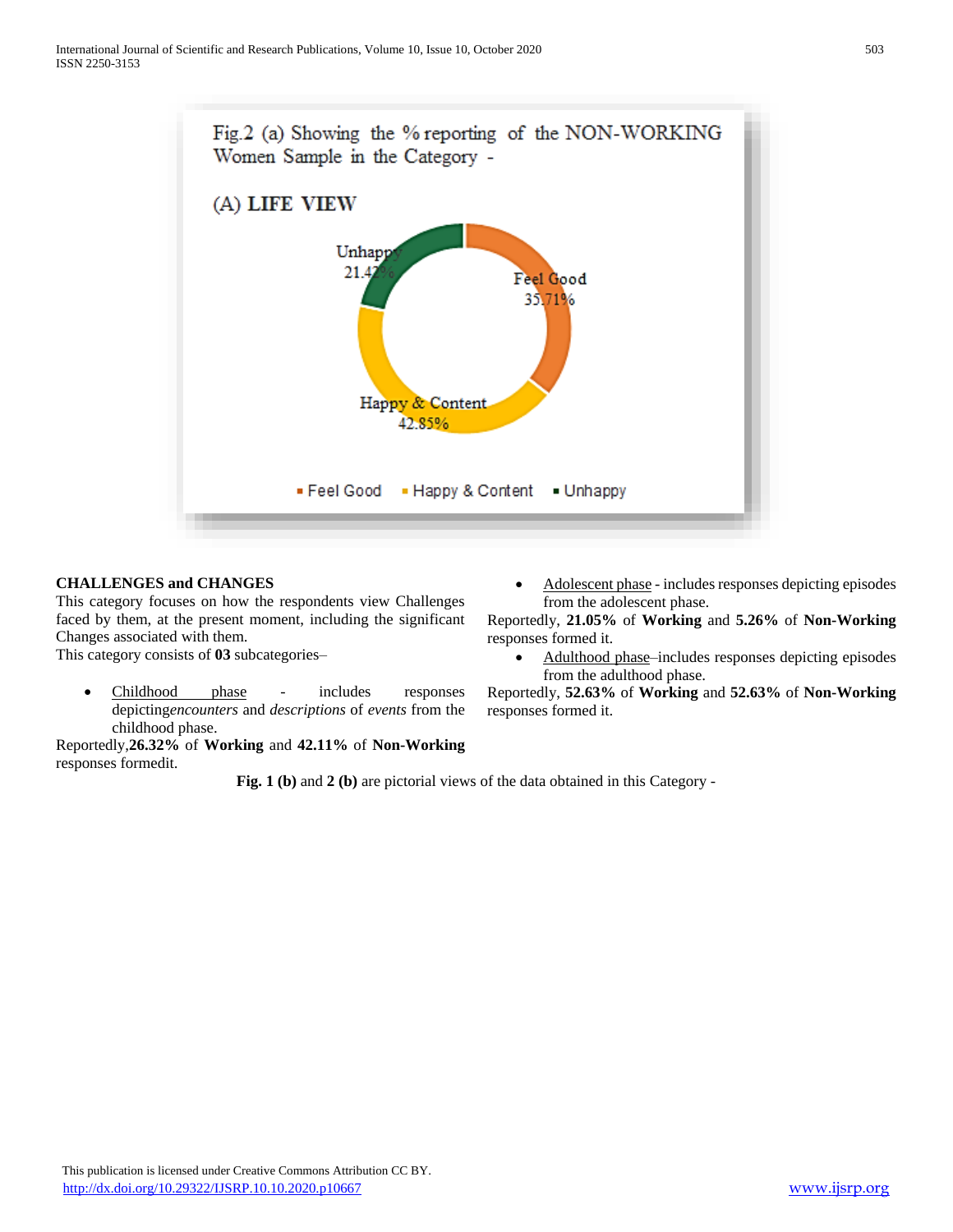Fig.2 (a) Showing the % reporting of the NON-WORKING Women Sample in the Category -

(A) **LIFE VIEW**

Unhappy 21.42%
Feel Good 35.71%
Happy & Content 42.85%

Feel Good Happy & Content Unhappy

**CHALLENGES and CHANGES**

This category focuses on how the respondents view Challenges faced by them, at the present moment, including the significant Changes associated with them.

This category consists of **03** subcategories–

- Childhood phase - includes responses depicting*encounters* and *descriptions* of *events* from the childhood phase.

Reportedly,**26.32%** of **Working** and **42.11%** of **Non-Working** responses formedit.

- Adolescent phase - includes responses depicting episodes from the adolescent phase.

Reportedly, **21.05%** of **Working** and **5.26%** of **Non-Working** responses formed it.

- Adulthood phase–includes responses depicting episodes from the adulthood phase.

Reportedly, **52.63%** of **Working** and **52.63%** of **Non-Working** responses formed it.

**Fig. 1 (b)** and **2 (b)** are pictorial views of the data obtained in this Category -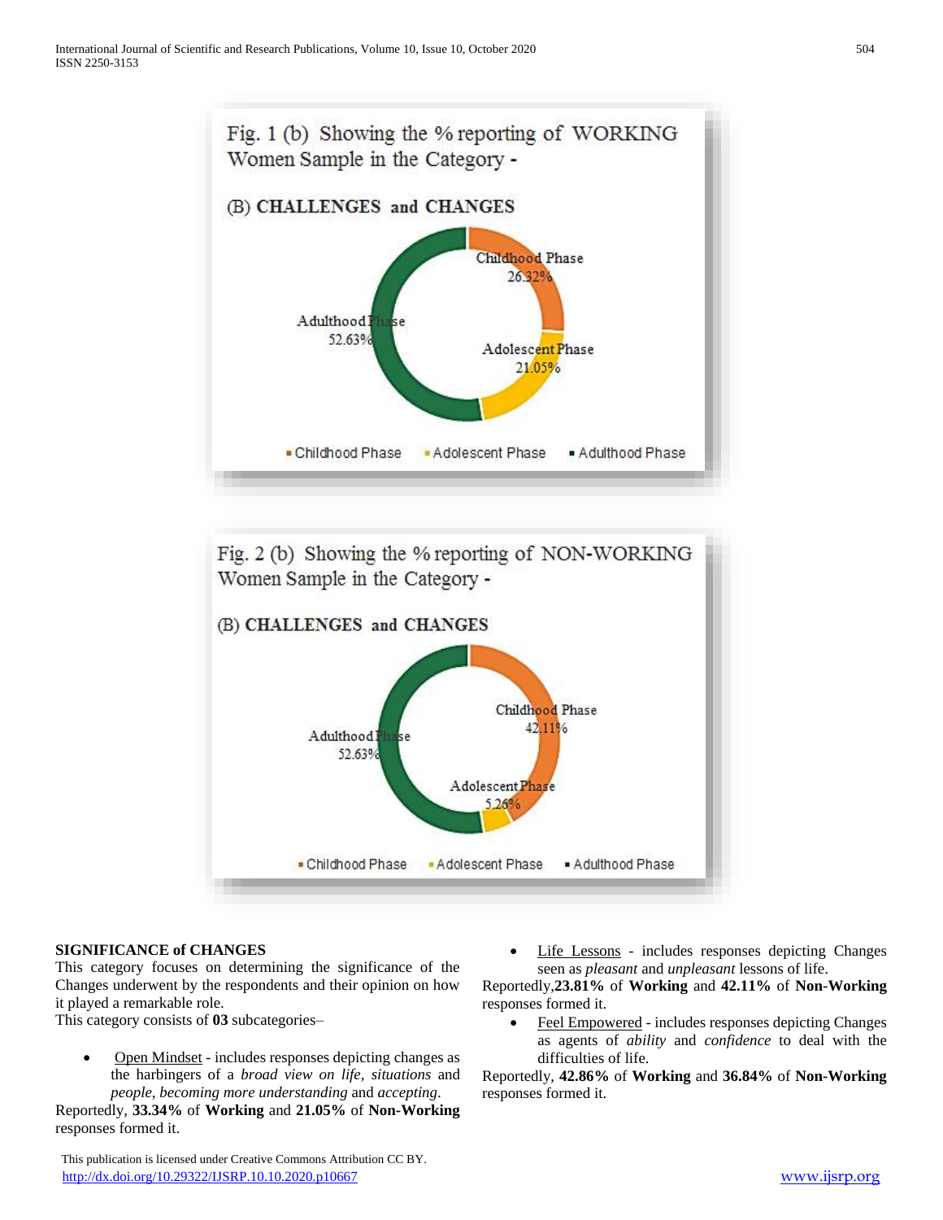Fig. 1 (b) Showing the % reporting of WORKING Women Sample in the Category -

(B) CHALLENGES and CHANGES

Childhood Phase 26.32%; Adolescent Phase 21.05%; Adulthood Phase 52.63%

Fig. 2 (b) Showing the % reporting of NON-WORKING Women Sample in the Category -

(B) CHALLENGES and CHANGES

Childhood Phase 42.11%; Adolescent Phase 5.26%; Adulthood Phase 52.63%

**SIGNIFICANCE of CHANGES**

This category focuses on determining the significance of the Changes underwent by the respondents and their opinion on how it played a remarkable role.

This category consists of **03** subcategories–

- Open Mindset - includes responses depicting changes as the harbingers of a *broad view on life*, *situations* and *people*, *becoming more understanding* and *accepting*.

Reportedly, **33.34%** of **Working** and **21.05%** of **Non-Working** responses formed it.

- Life Lessons - includes responses depicting Changes seen as *pleasant* and *unpleasant* lessons of life.

Reportedly,**23.81%** of **Working** and **42.11%** of **Non-Working** responses formed it.

- Feel Empowered - includes responses depicting Changes as agents of *ability* and *confidence* to deal with the difficulties of life.

Reportedly, **42.86%** of **Working** and **36.84%** of **Non-Working** responses formed it.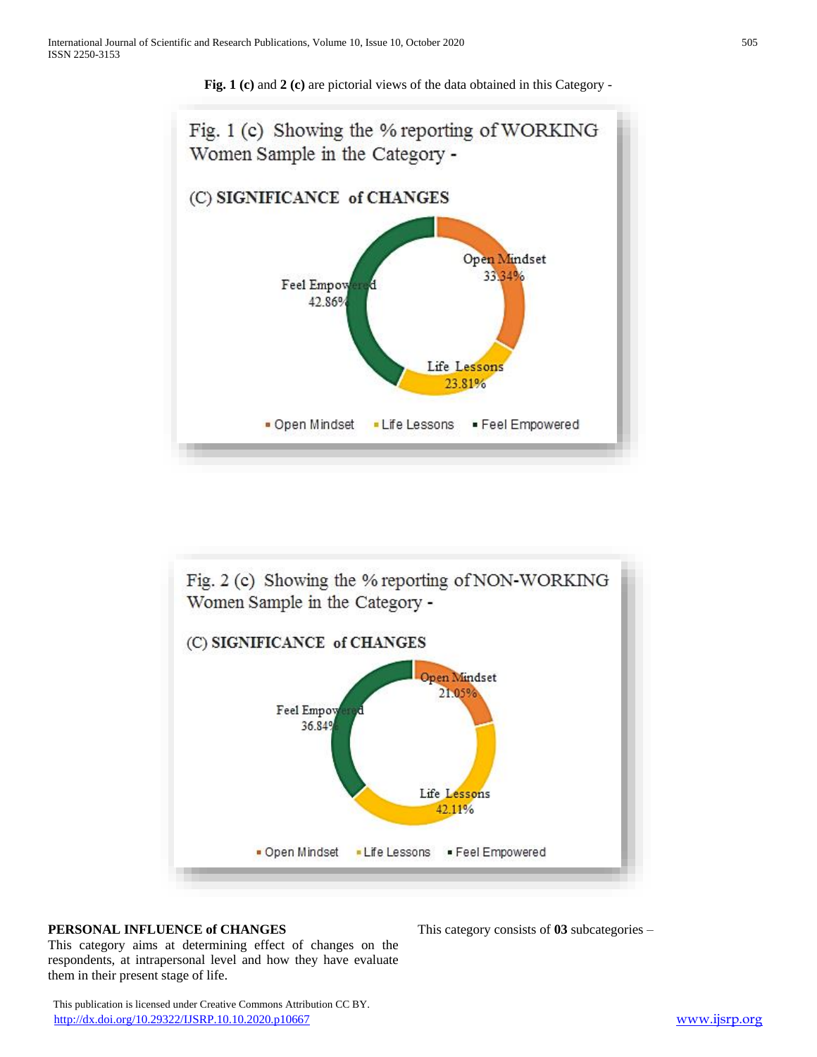**Fig. 1 (c)** and **2 (c)** are pictorial views of the data obtained in this Category -

Fig. 1 (c) Showing the % reporting of WORKING Women Sample in the Category -

(C) **SIGNIFICANCE of CHANGES**

| Category | % |
|---|---|
| Open Mindset | 33.34% |
| Life Lessons | 23.81% |
| Feel Empowered | 42.86% |

Fig. 2 (c) Showing the % reporting of NON-WORKING Women Sample in the Category -

(C) **SIGNIFICANCE of CHANGES**

| Category | % |
|---|---|
| Open Mindset | 21.05% |
| Life Lessons | 42.11% |
| Feel Empowered | 36.84% |

**PERSONAL INFLUENCE of CHANGES**

This category aims at determining effect of changes on the respondents, at intrapersonal level and how they have evaluate them in their present stage of life.

This category consists of **03** subcategories –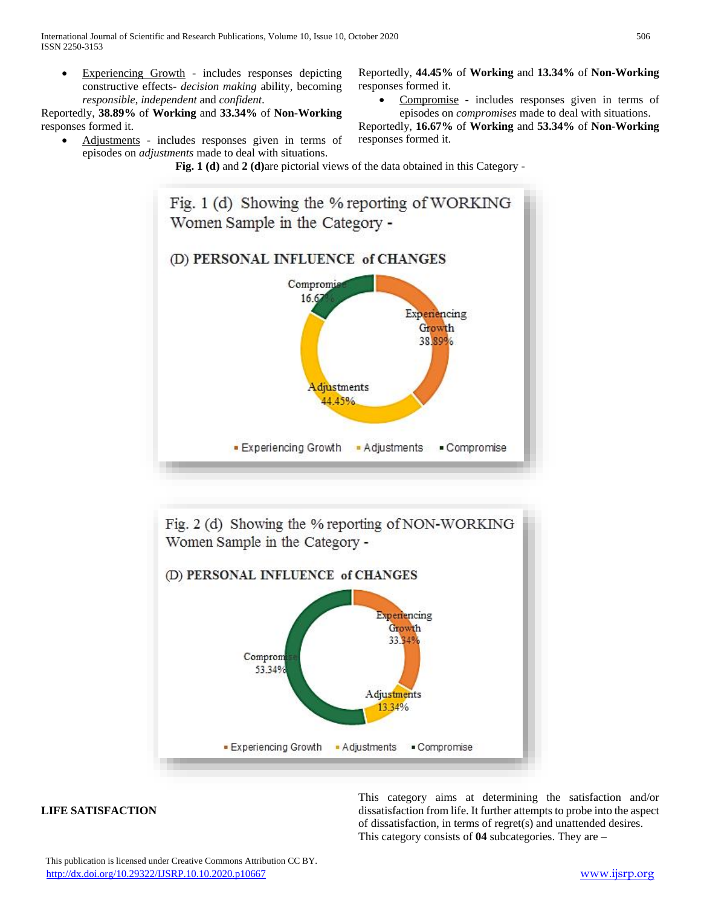- Experiencing Growth - includes responses depicting constructive effects- *decision making* ability, becoming *responsible*, *independent* and *confident*.

Reportedly, **38.89%** of **Working** and **33.34%** of **Non-Working** responses formed it.

- Adjustments - includes responses given in terms of episodes on *adjustments* made to deal with situations.

Reportedly, **44.45%** of **Working** and **13.34%** of **Non-Working** responses formed it.

- Compromise - includes responses given in terms of episodes on *compromises* made to deal with situations.

Reportedly, **16.67%** of **Working** and **53.34%** of **Non-Working** responses formed it.

**Fig. 1 (d)** and **2 (d)** are pictorial views of the data obtained in this Category -

Fig. 1 (d) Showing the % reporting of WORKING Women Sample in the Category -

(D) PERSONAL INFLUENCE of CHANGES

| Category | % |
|---|---|
| Experiencing Growth | 38.89% |
| Adjustments | 44.45% |
| Compromise | 16.67% |

Fig. 2 (d) Showing the % reporting of NON-WORKING Women Sample in the Category -

(D) PERSONAL INFLUENCE of CHANGES

| Category | % |
|---|---|
| Experiencing Growth | 33.34% |
| Adjustments | 13.34% |
| Compromise | 53.34% |

**LIFE SATISFACTION**

This category aims at determining the satisfaction and/or dissatisfaction from life. It further attempts to probe into the aspect of dissatisfaction, in terms of regret(s) and unattended desires. This category consists of **04** subcategories. They are –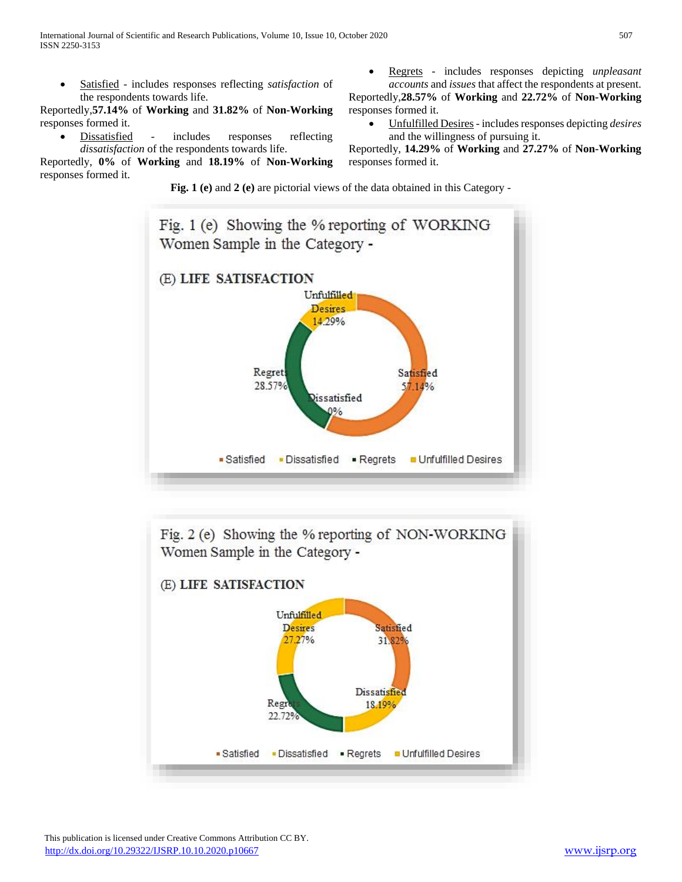- Satisfied - includes responses reflecting *satisfaction* of the respondents towards life.

Reportedly,**57.14%** of **Working** and **31.82%** of **Non-Working** responses formed it.

- Dissatisfied - includes responses reflecting *dissatisfaction* of the respondents towards life.

Reportedly, **0%** of **Working** and **18.19%** of **Non-Working** responses formed it.

- Regrets - includes responses depicting *unpleasant accounts* and *issues* that affect the respondents at present.

Reportedly,**28.57%** of **Working** and **22.72%** of **Non-Working** responses formed it.

- Unfulfilled Desires - includes responses depicting *desires* and the willingness of pursuing it.

Reportedly, **14.29%** of **Working** and **27.27%** of **Non-Working** responses formed it.

**Fig. 1 (e)** and **2 (e)** are pictorial views of the data obtained in this Category -

Fig. 1 (e) Showing the % reporting of WORKING Women Sample in the Category -

(E) LIFE SATISFACTION

Unfulfilled Desires 14.29%; Regrets 28.57%; Dissatisfied 0%; Satisfied 57.14%

▪ Satisfied ▪ Dissatisfied ▪ Regrets ▪ Unfulfilled Desires

Fig. 2 (e) Showing the % reporting of NON-WORKING Women Sample in the Category -

(E) LIFE SATISFACTION

Unfulfilled Desires 27.27%; Satisfied 31.82%; Dissatisfied 18.19%; Regrets 22.72%

▪ Satisfied ▪ Dissatisfied ▪ Regrets ▪ Unfulfilled Desires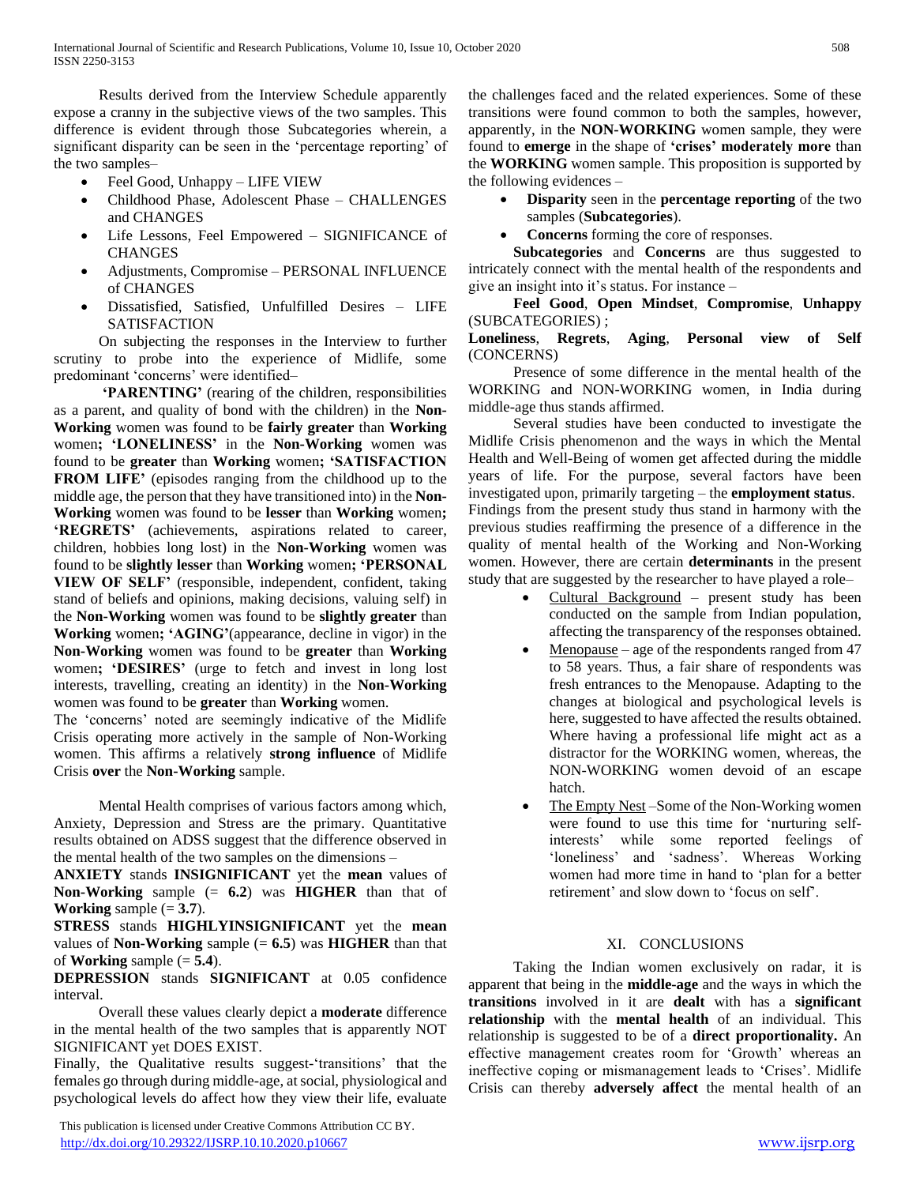Results derived from the Interview Schedule apparently expose a cranny in the subjective views of the two samples. This difference is evident through those Subcategories wherein, a significant disparity can be seen in the 'percentage reporting' of the two samples–

- Feel Good, Unhappy – LIFE VIEW
- Childhood Phase, Adolescent Phase – CHALLENGES and CHANGES
- Life Lessons, Feel Empowered – SIGNIFICANCE of CHANGES
- Adjustments, Compromise – PERSONAL INFLUENCE of CHANGES
- Dissatisfied, Satisfied, Unfulfilled Desires – LIFE SATISFACTION

On subjecting the responses in the Interview to further scrutiny to probe into the experience of Midlife, some predominant 'concerns' were identified–

**'PARENTING'** (rearing of the children, responsibilities as a parent, and quality of bond with the children) in the **Non-Working** women was found to be **fairly greater** than **Working** women**; 'LONELINESS'** in the **Non-Working** women was found to be **greater** than **Working** women**; 'SATISFACTION FROM LIFE'** (episodes ranging from the childhood up to the middle age, the person that they have transitioned into) in the **Non-Working** women was found to be **lesser** than **Working** women**; 'REGRETS'** (achievements, aspirations related to career, children, hobbies long lost) in the **Non-Working** women was found to be **slightly lesser** than **Working** women**; 'PERSONAL VIEW OF SELF'** (responsible, independent, confident, taking stand of beliefs and opinions, making decisions, valuing self) in the **Non-Working** women was found to be **slightly greater** than **Working** women**; 'AGING'**(appearance, decline in vigor) in the **Non-Working** women was found to be **greater** than **Working** women**; 'DESIRES'** (urge to fetch and invest in long lost interests, travelling, creating an identity) in the **Non-Working** women was found to be **greater** than **Working** women.

The 'concerns' noted are seemingly indicative of the Midlife Crisis operating more actively in the sample of Non-Working women. This affirms a relatively **strong influence** of Midlife Crisis **over** the **Non-Working** sample.

Mental Health comprises of various factors among which, Anxiety, Depression and Stress are the primary. Quantitative results obtained on ADSS suggest that the difference observed in the mental health of the two samples on the dimensions –

**ANXIETY** stands **INSIGNIFICANT** yet the **mean** values of **Non-Working** sample (= **6.2**) was **HIGHER** than that of **Working** sample (= **3.7**).

**STRESS** stands **HIGHLYINSIGNIFICANT** yet the **mean** values of **Non-Working** sample (= **6.5**) was **HIGHER** than that of **Working** sample (= **5.4**).

**DEPRESSION** stands **SIGNIFICANT** at 0.05 confidence interval.

Overall these values clearly depict a **moderate** difference in the mental health of the two samples that is apparently NOT SIGNIFICANT yet DOES EXIST.

Finally, the Qualitative results suggest-'transitions' that the females go through during middle-age, at social, physiological and psychological levels do affect how they view their life, evaluate the challenges faced and the related experiences. Some of these transitions were found common to both the samples, however, apparently, in the **NON-WORKING** women sample, they were found to **emerge** in the shape of **'crises' moderately more** than the **WORKING** women sample. This proposition is supported by the following evidences –

- **Disparity** seen in the **percentage reporting** of the two samples (**Subcategories**).
- **Concerns** forming the core of responses.

**Subcategories** and **Concerns** are thus suggested to intricately connect with the mental health of the respondents and give an insight into it's status. For instance –

**Feel Good**, **Open Mindset**, **Compromise**, **Unhappy** (SUBCATEGORIES) ;
**Loneliness**, **Regrets**, **Aging**, **Personal view of Self** (CONCERNS)

Presence of some difference in the mental health of the WORKING and NON-WORKING women, in India during middle-age thus stands affirmed.

Several studies have been conducted to investigate the Midlife Crisis phenomenon and the ways in which the Mental Health and Well-Being of women get affected during the middle years of life. For the purpose, several factors have been investigated upon, primarily targeting – the **employment status**. Findings from the present study thus stand in harmony with the previous studies reaffirming the presence of a difference in the quality of mental health of the Working and Non-Working women. However, there are certain **determinants** in the present study that are suggested by the researcher to have played a role–

- Cultural Background – present study has been conducted on the sample from Indian population, affecting the transparency of the responses obtained.
- Menopause – age of the respondents ranged from 47 to 58 years. Thus, a fair share of respondents was fresh entrances to the Menopause. Adapting to the changes at biological and psychological levels is here, suggested to have affected the results obtained. Where having a professional life might act as a distractor for the WORKING women, whereas, the NON-WORKING women devoid of an escape hatch.
- The Empty Nest –Some of the Non-Working women were found to use this time for 'nurturing self-interests' while some reported feelings of 'loneliness' and 'sadness'. Whereas Working women had more time in hand to 'plan for a better retirement' and slow down to 'focus on self'.

## XI. CONCLUSIONS

Taking the Indian women exclusively on radar, it is apparent that being in the **middle-age** and the ways in which the **transitions** involved in it are **dealt** with has a **significant relationship** with the **mental health** of an individual. This relationship is suggested to be of a **direct proportionality.** An effective management creates room for 'Growth' whereas an ineffective coping or mismanagement leads to 'Crises'. Midlife Crisis can thereby **adversely affect** the mental health of an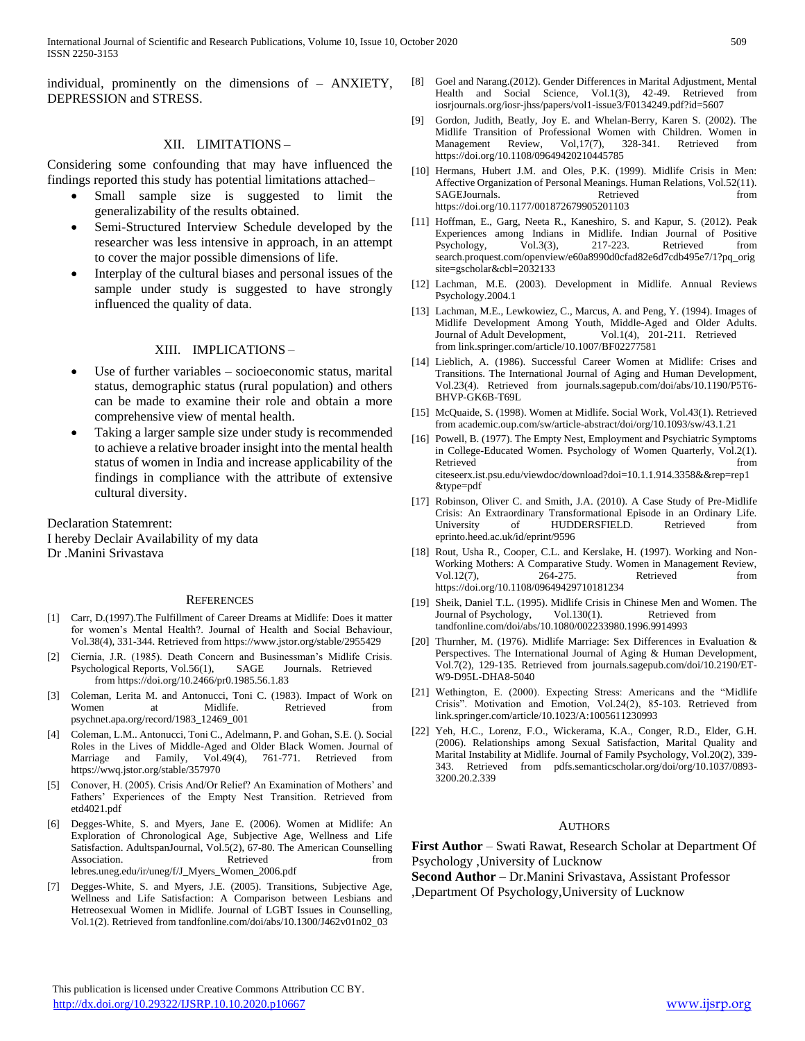individual, prominently on the dimensions of – ANXIETY, DEPRESSION and STRESS.

## XII. LIMITATIONS –

Considering some confounding that may have influenced the findings reported this study has potential limitations attached–

- Small sample size is suggested to limit the generalizability of the results obtained.
- Semi-Structured Interview Schedule developed by the researcher was less intensive in approach, in an attempt to cover the major possible dimensions of life.
- Interplay of the cultural biases and personal issues of the sample under study is suggested to have strongly influenced the quality of data.

## XIII. IMPLICATIONS –

- Use of further variables – socioeconomic status, marital status, demographic status (rural population) and others can be made to examine their role and obtain a more comprehensive view of mental health.
- Taking a larger sample size under study is recommended to achieve a relative broader insight into the mental health status of women in India and increase applicability of the findings in compliance with the attribute of extensive cultural diversity.

Declaration Statemrent:
I hereby Declair Availability of my data
Dr .Manini Srivastava

## REFERENCES

[1] Carr, D.(1997).The Fulfillment of Career Dreams at Midlife: Does it matter for women's Mental Health?. Journal of Health and Social Behaviour, Vol.38(4), 331-344. Retrieved from https://www.jstor.org/stable/2955429

[2] Ciernia, J.R. (1985). Death Concern and Businessman's Midlife Crisis. Psychological Reports, Vol.56(1), SAGE Journals. Retrieved from https://doi.org/10.2466/pr0.1985.56.1.83

[3] Coleman, Lerita M. and Antonucci, Toni C. (1983). Impact of Work on Women at Midlife. Retrieved from psychnet.apa.org/record/1983_12469_001

[4] Coleman, L.M.. Antonucci, Toni C., Adelmann, P. and Gohan, S.E. (). Social Roles in the Lives of Middle-Aged and Older Black Women. Journal of Marriage and Family, Vol.49(4), 761-771. Retrieved from https://wwq.jstor.org/stable/357970

[5] Conover, H. (2005). Crisis And/Or Relief? An Examination of Mothers' and Fathers' Experiences of the Empty Nest Transition. Retrieved from etd4021.pdf

[6] Degges-White, S. and Myers, Jane E. (2006). Women at Midlife: An Exploration of Chronological Age, Subjective Age, Wellness and Life Satisfaction. AdultspanJournal, Vol.5(2), 67-80. The American Counselling Association. Retrieved from lebres.uneg.edu/ir/uneg/f/J_Myers_Women_2006.pdf

[7] Degges-White, S. and Myers, J.E. (2005). Transitions, Subjective Age, Wellness and Life Satisfaction: A Comparison between Lesbians and Hetreosexual Women in Midlife. Journal of LGBT Issues in Counselling, Vol.1(2). Retrieved from tandfonline.com/doi/abs/10.1300/J462v01n02_03

[8] Goel and Narang.(2012). Gender Differences in Marital Adjustment, Mental Health and Social Science, Vol.1(3), 42-49. Retrieved from iosrjournals.org/iosr-jhss/papers/vol1-issue3/F0134249.pdf?id=5607

[9] Gordon, Judith, Beatly, Joy E. and Whelan-Berry, Karen S. (2002). The Midlife Transition of Professional Women with Children. Women in Management Review, Vol,17(7), 328-341. Retrieved from https://doi.org/10.1108/09649420210445785

[10] Hermans, Hubert J.M. and Oles, P.K. (1999). Midlife Crisis in Men: Affective Organization of Personal Meanings. Human Relations, Vol.52(11). SAGEJournals. Retrieved from https://doi.org/10.1177/001872679905201103

[11] Hoffman, E., Garg, Neeta R., Kaneshiro, S. and Kapur, S. (2012). Peak Experiences among Indians in Midlife. Indian Journal of Positive Psychology, Vol.3(3), 217-223. Retrieved from search.proquest.com/openview/e60a8990d0cfad82e6d7cdb495e7/1?pq_origsite=gscholar&cbl=2032133

[12] Lachman, M.E. (2003). Development in Midlife. Annual Reviews Psychology.2004.1

[13] Lachman, M.E., Lewkowiez, C., Marcus, A. and Peng, Y. (1994). Images of Midlife Development Among Youth, Middle-Aged and Older Adults. Journal of Adult Development, Vol.1(4), 201-211. Retrieved from link.springer.com/article/10.1007/BF02277581

[14] Lieblich, A. (1986). Successful Career Women at Midlife: Crises and Transitions. The International Journal of Aging and Human Development, Vol.23(4). Retrieved from journals.sagepub.com/doi/abs/10.1190/P5T6-BHVP-GK6B-T69L

[15] McQuaide, S. (1998). Women at Midlife. Social Work, Vol.43(1). Retrieved from academic.oup.com/sw/article-abstract/doi/org/10.1093/sw/43.1.21

[16] Powell, B. (1977). The Empty Nest, Employment and Psychiatric Symptoms in College-Educated Women. Psychology of Women Quarterly, Vol.2(1). Retrieved from citeseerx.ist.psu.edu/viewdoc/download?doi=10.1.1.914.3358&&rep=rep1&type=pdf

[17] Robinson, Oliver C. and Smith, J.A. (2010). A Case Study of Pre-Midlife Crisis: An Extraordinary Transformational Episode in an Ordinary Life. University of HUDDERSFIELD. Retrieved from eprinto.heed.ac.uk/id/eprint/9596

[18] Rout, Usha R., Cooper, C.L. and Kerslake, H. (1997). Working and Non-Working Mothers: A Comparative Study. Women in Management Review, Vol.12(7), 264-275. Retrieved from https://doi.org/10.1108/09649429710181234

[19] Sheik, Daniel T.L. (1995). Midlife Crisis in Chinese Men and Women. The Journal of Psychology, Vol.130(1). Retrieved from tandfonline.com/doi/abs/10.1080/00223980.1996.9914993

[20] Thurnher, M. (1976). Midlife Marriage: Sex Differences in Evaluation & Perspectives. The International Journal of Aging & Human Development, Vol.7(2), 129-135. Retrieved from journals.sagepub.com/doi/10.2190/ET-W9-D95L-DHA8-5040

[21] Wethington, E. (2000). Expecting Stress: Americans and the "Midlife Crisis". Motivation and Emotion, Vol.24(2), 85-103. Retrieved from link.springer.com/article/10.1023/A:1005611230993

[22] Yeh, H.C., Lorenz, F.O., Wickerama, K.A., Conger, R.D., Elder, G.H. (2006). Relationships among Sexual Satisfaction, Marital Quality and Marital Instability at Midlife. Journal of Family Psychology, Vol.20(2), 339-343. Retrieved from pdfs.semanticscholar.org/doi/org/10.1037/0893-3200.20.2.339

## AUTHORS

**First Author** – Swati Rawat, Research Scholar at Department Of Psychology ,University of Lucknow

**Second Author** – Dr.Manini Srivastava, Assistant Professor ,Department Of Psychology,University of Lucknow